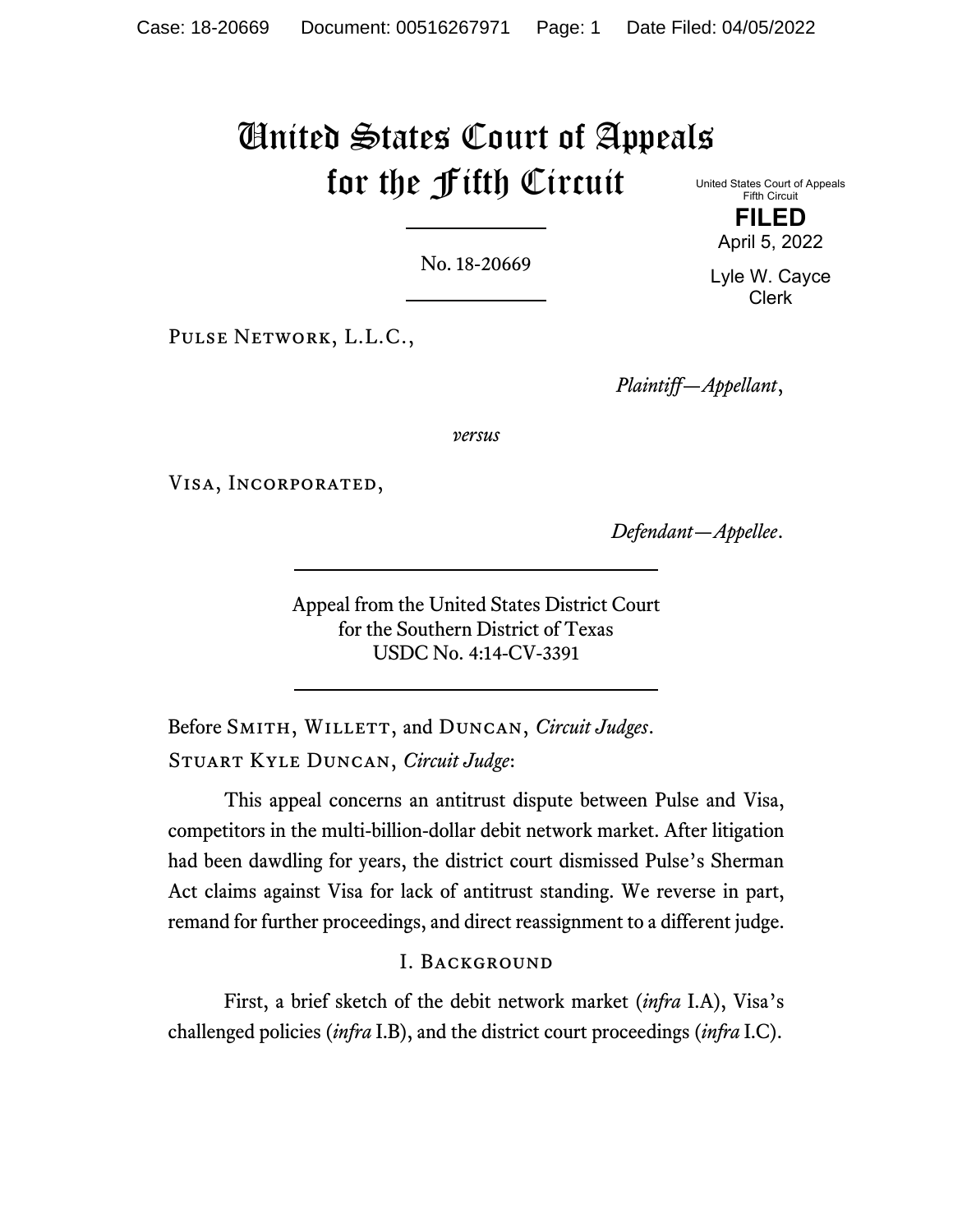# United States Court of Appeals for the Fifth Circuit

United States Court of Appeals
Fifth Circuit

**FILED**

April 5, 2022

Lyle W. Cayce
Clerk

No. 18-20669

Pulse Network, L.L.C.,

*Plaintiff—Appellant*,

*versus*

Visa, Incorporated,

*Defendant—Appellee*.

Appeal from the United States District Court
for the Southern District of Texas
USDC No. 4:14-CV-3391

Before Smith, Willett, and Duncan, *Circuit Judges*.

Stuart Kyle Duncan, *Circuit Judge*:

This appeal concerns an antitrust dispute between Pulse and Visa, competitors in the multi-billion-dollar debit network market. After litigation had been dawdling for years, the district court dismissed Pulse's Sherman Act claims against Visa for lack of antitrust standing. We reverse in part, remand for further proceedings, and direct reassignment to a different judge.

## I. Background

First, a brief sketch of the debit network market (*infra* I.A), Visa's challenged policies (*infra* I.B), and the district court proceedings (*infra* I.C).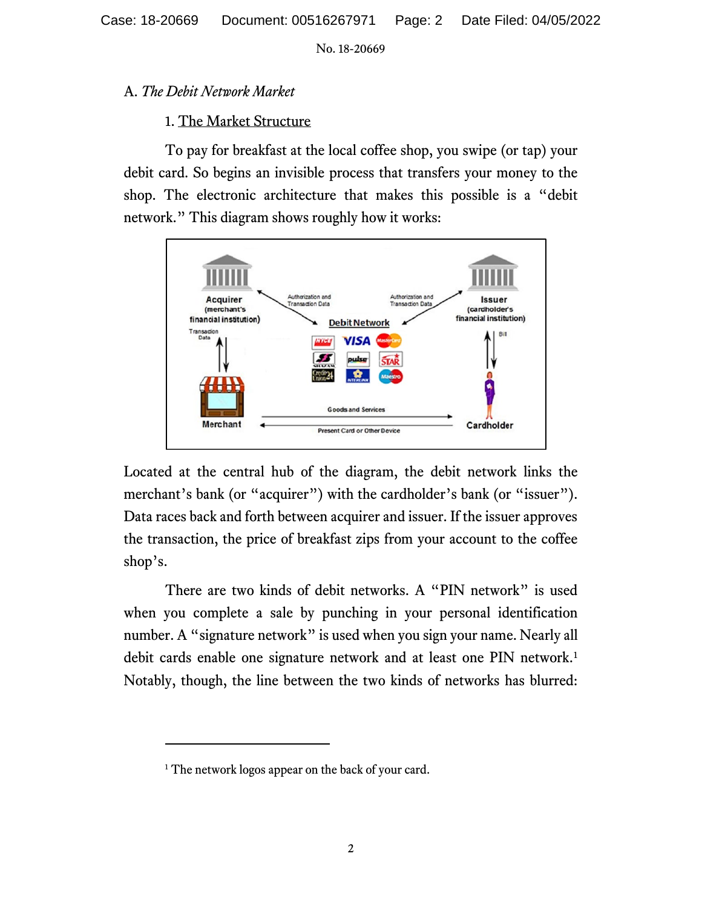## A. *The Debit Network Market*

### 1. The Market Structure

To pay for breakfast at the local coffee shop, you swipe (or tap) your debit card. So begins an invisible process that transfers your money to the shop. The electronic architecture that makes this possible is a "debit network." This diagram shows roughly how it works:

Located at the central hub of the diagram, the debit network links the merchant's bank (or "acquirer") with the cardholder's bank (or "issuer"). Data races back and forth between acquirer and issuer. If the issuer approves the transaction, the price of breakfast zips from your account to the coffee shop's.

There are two kinds of debit networks. A "PIN network" is used when you complete a sale by punching in your personal identification number. A "signature network" is used when you sign your name. Nearly all debit cards enable one signature network and at least one PIN network.[1] Notably, though, the line between the two kinds of networks has blurred:

---

[1] The network logos appear on the back of your card.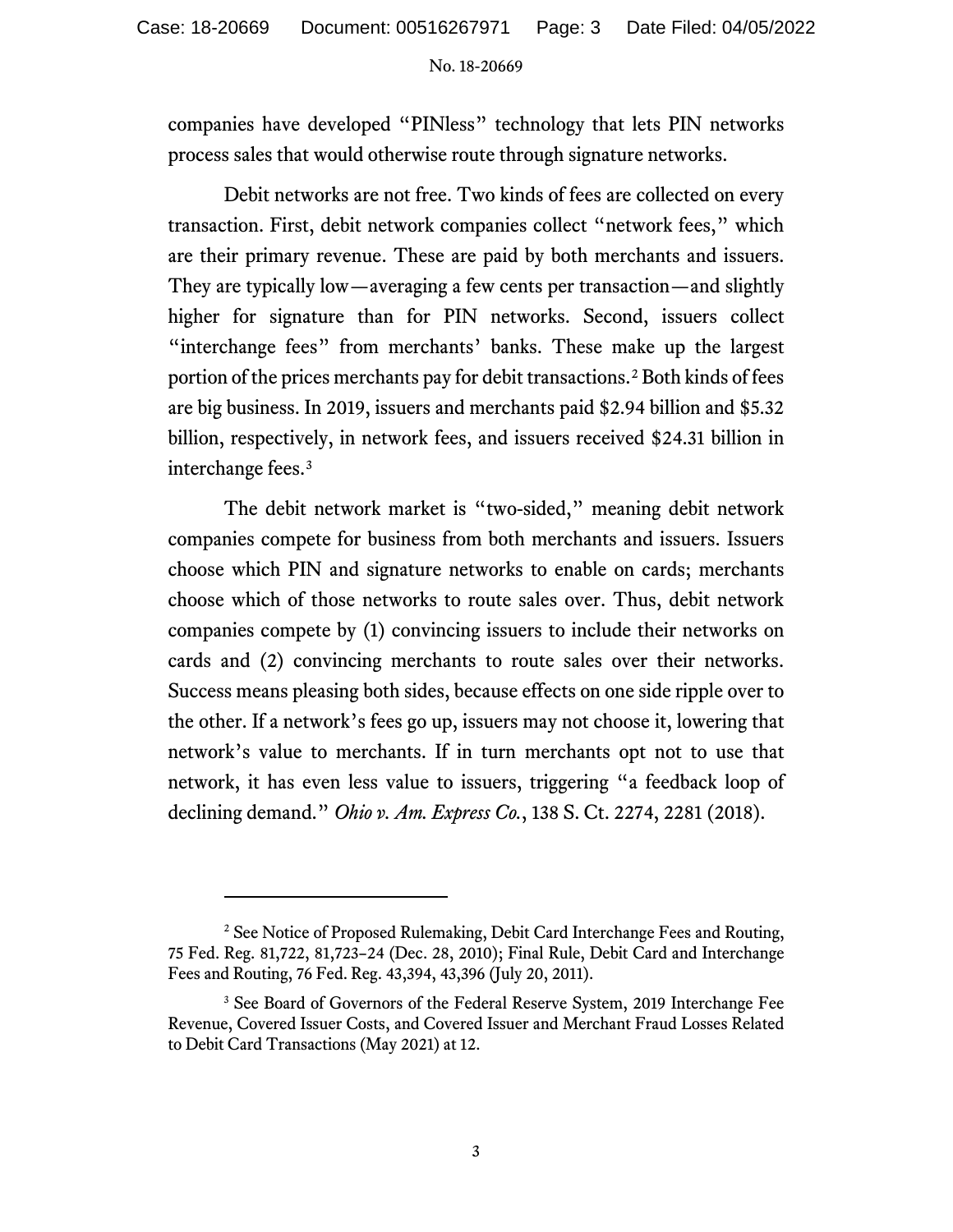companies have developed "PINless" technology that lets PIN networks process sales that would otherwise route through signature networks.

Debit networks are not free. Two kinds of fees are collected on every transaction. First, debit network companies collect "network fees," which are their primary revenue. These are paid by both merchants and issuers. They are typically low—averaging a few cents per transaction—and slightly higher for signature than for PIN networks. Second, issuers collect "interchange fees" from merchants' banks. These make up the largest portion of the prices merchants pay for debit transactions.[2] Both kinds of fees are big business. In 2019, issuers and merchants paid \$2.94 billion and \$5.32 billion, respectively, in network fees, and issuers received \$24.31 billion in interchange fees.[3]

The debit network market is "two-sided," meaning debit network companies compete for business from both merchants and issuers. Issuers choose which PIN and signature networks to enable on cards; merchants choose which of those networks to route sales over. Thus, debit network companies compete by (1) convincing issuers to include their networks on cards and (2) convincing merchants to route sales over their networks. Success means pleasing both sides, because effects on one side ripple over to the other. If a network's fees go up, issuers may not choose it, lowering that network's value to merchants. If in turn merchants opt not to use that network, it has even less value to issuers, triggering "a feedback loop of declining demand." *Ohio v. Am. Express Co.*, 138 S. Ct. 2274, 2281 (2018).

---

[2] See Notice of Proposed Rulemaking, Debit Card Interchange Fees and Routing, 75 Fed. Reg. 81,722, 81,723–24 (Dec. 28, 2010); Final Rule, Debit Card and Interchange Fees and Routing, 76 Fed. Reg. 43,394, 43,396 (July 20, 2011).

[3] See Board of Governors of the Federal Reserve System, 2019 Interchange Fee Revenue, Covered Issuer Costs, and Covered Issuer and Merchant Fraud Losses Related to Debit Card Transactions (May 2021) at 12.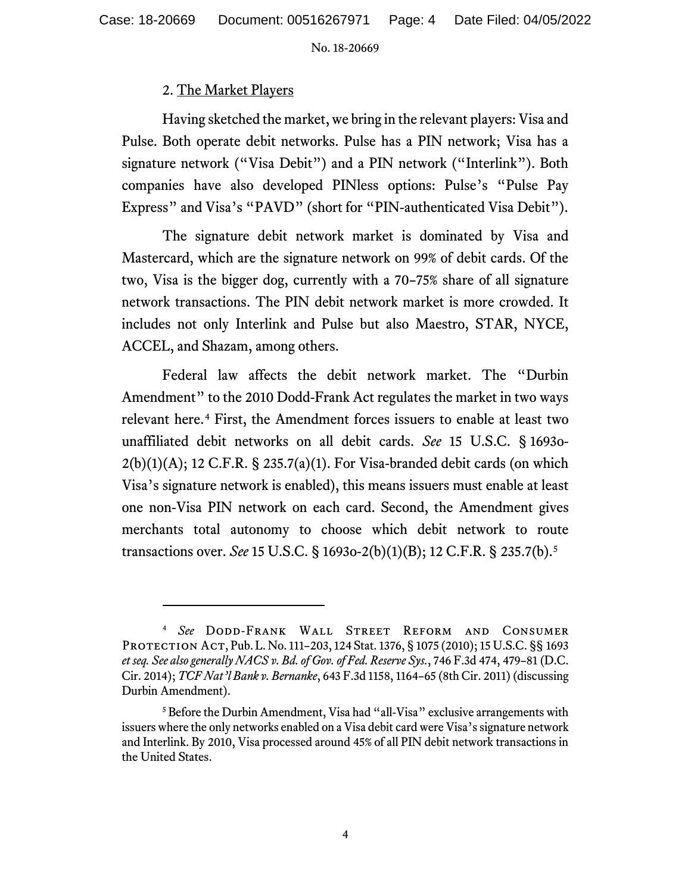### 2. The Market Players

Having sketched the market, we bring in the relevant players: Visa and Pulse. Both operate debit networks. Pulse has a PIN network; Visa has a signature network ("Visa Debit") and a PIN network ("Interlink"). Both companies have also developed PINless options: Pulse's "Pulse Pay Express" and Visa's "PAVD" (short for "PIN-authenticated Visa Debit").

The signature debit network market is dominated by Visa and Mastercard, which are the signature network on 99% of debit cards. Of the two, Visa is the bigger dog, currently with a 70–75% share of all signature network transactions. The PIN debit network market is more crowded. It includes not only Interlink and Pulse but also Maestro, STAR, NYCE, ACCEL, and Shazam, among others.

Federal law affects the debit network market. The "Durbin Amendment" to the 2010 Dodd-Frank Act regulates the market in two ways relevant here.[4] First, the Amendment forces issuers to enable at least two unaffiliated debit networks on all debit cards. *See* 15 U.S.C. § 1693o-2(b)(1)(A); 12 C.F.R. § 235.7(a)(1). For Visa-branded debit cards (on which Visa's signature network is enabled), this means issuers must enable at least one non-Visa PIN network on each card. Second, the Amendment gives merchants total autonomy to choose which debit network to route transactions over. *See* 15 U.S.C. § 1693o-2(b)(1)(B); 12 C.F.R. § 235.7(b).[5]

---

[4] *See* Dodd-Frank Wall Street Reform and Consumer Protection Act, Pub. L. No. 111–203, 124 Stat. 1376, § 1075 (2010); 15 U.S.C. §§ 1693 *et seq. See also generally NACS v. Bd. of Gov. of Fed. Reserve Sys.*, 746 F.3d 474, 479–81 (D.C. Cir. 2014); *TCF Nat'l Bank v. Bernanke*, 643 F.3d 1158, 1164–65 (8th Cir. 2011) (discussing Durbin Amendment).

[5] Before the Durbin Amendment, Visa had "all-Visa" exclusive arrangements with issuers where the only networks enabled on a Visa debit card were Visa's signature network and Interlink. By 2010, Visa processed around 45% of all PIN debit network transactions in the United States.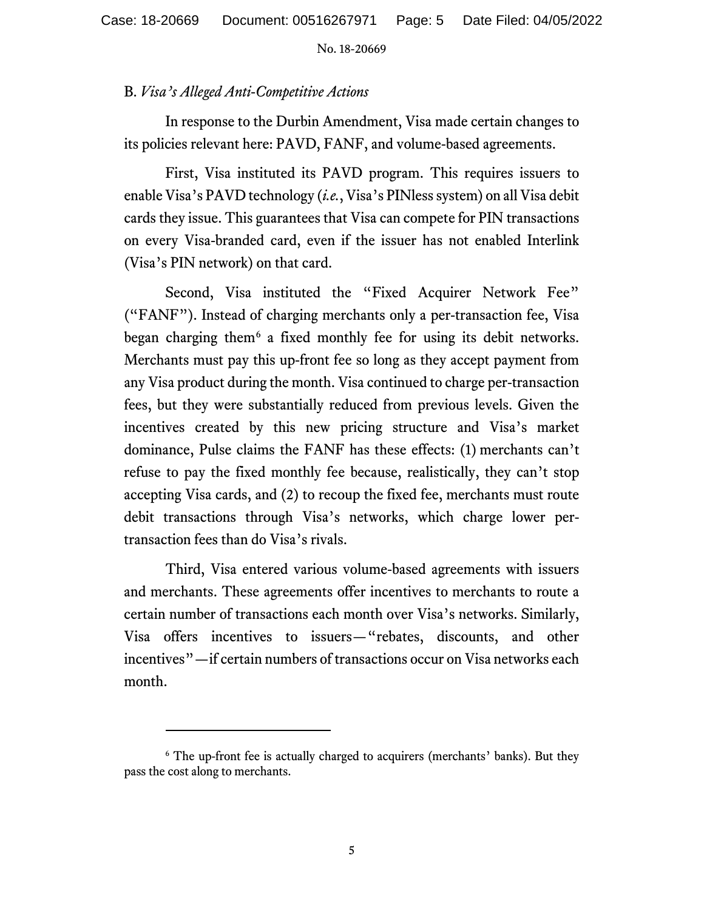### B. *Visa's Alleged Anti-Competitive Actions*

In response to the Durbin Amendment, Visa made certain changes to its policies relevant here: PAVD, FANF, and volume-based agreements.

First, Visa instituted its PAVD program. This requires issuers to enable Visa's PAVD technology (*i.e.*, Visa's PINless system) on all Visa debit cards they issue. This guarantees that Visa can compete for PIN transactions on every Visa-branded card, even if the issuer has not enabled Interlink (Visa's PIN network) on that card.

Second, Visa instituted the "Fixed Acquirer Network Fee" ("FANF"). Instead of charging merchants only a per-transaction fee, Visa began charging them[6] a fixed monthly fee for using its debit networks. Merchants must pay this up-front fee so long as they accept payment from any Visa product during the month. Visa continued to charge per-transaction fees, but they were substantially reduced from previous levels. Given the incentives created by this new pricing structure and Visa's market dominance, Pulse claims the FANF has these effects: (1) merchants can't refuse to pay the fixed monthly fee because, realistically, they can't stop accepting Visa cards, and (2) to recoup the fixed fee, merchants must route debit transactions through Visa's networks, which charge lower per-transaction fees than do Visa's rivals.

Third, Visa entered various volume-based agreements with issuers and merchants. These agreements offer incentives to merchants to route a certain number of transactions each month over Visa's networks. Similarly, Visa offers incentives to issuers—"rebates, discounts, and other incentives"—if certain numbers of transactions occur on Visa networks each month.

---

[6] The up-front fee is actually charged to acquirers (merchants' banks). But they pass the cost along to merchants.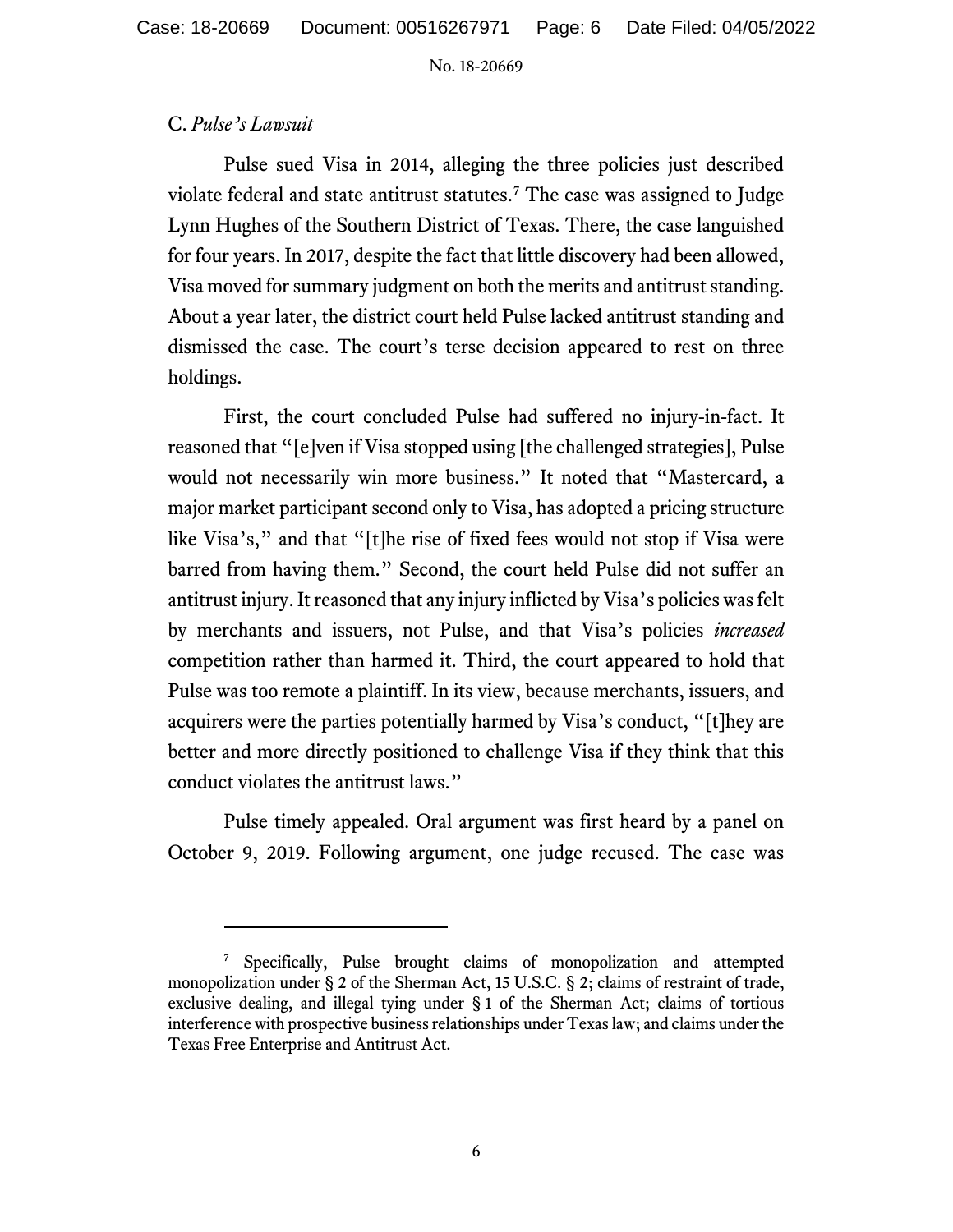C. *Pulse's Lawsuit*

Pulse sued Visa in 2014, alleging the three policies just described violate federal and state antitrust statutes.[7] The case was assigned to Judge Lynn Hughes of the Southern District of Texas. There, the case languished for four years. In 2017, despite the fact that little discovery had been allowed, Visa moved for summary judgment on both the merits and antitrust standing. About a year later, the district court held Pulse lacked antitrust standing and dismissed the case. The court's terse decision appeared to rest on three holdings.

First, the court concluded Pulse had suffered no injury-in-fact. It reasoned that "[e]ven if Visa stopped using [the challenged strategies], Pulse would not necessarily win more business." It noted that "Mastercard, a major market participant second only to Visa, has adopted a pricing structure like Visa's," and that "[t]he rise of fixed fees would not stop if Visa were barred from having them." Second, the court held Pulse did not suffer an antitrust injury. It reasoned that any injury inflicted by Visa's policies was felt by merchants and issuers, not Pulse, and that Visa's policies *increased* competition rather than harmed it. Third, the court appeared to hold that Pulse was too remote a plaintiff. In its view, because merchants, issuers, and acquirers were the parties potentially harmed by Visa's conduct, "[t]hey are better and more directly positioned to challenge Visa if they think that this conduct violates the antitrust laws."

Pulse timely appealed. Oral argument was first heard by a panel on October 9, 2019. Following argument, one judge recused. The case was

---

[7] Specifically, Pulse brought claims of monopolization and attempted monopolization under § 2 of the Sherman Act, 15 U.S.C. § 2; claims of restraint of trade, exclusive dealing, and illegal tying under § 1 of the Sherman Act; claims of tortious interference with prospective business relationships under Texas law; and claims under the Texas Free Enterprise and Antitrust Act.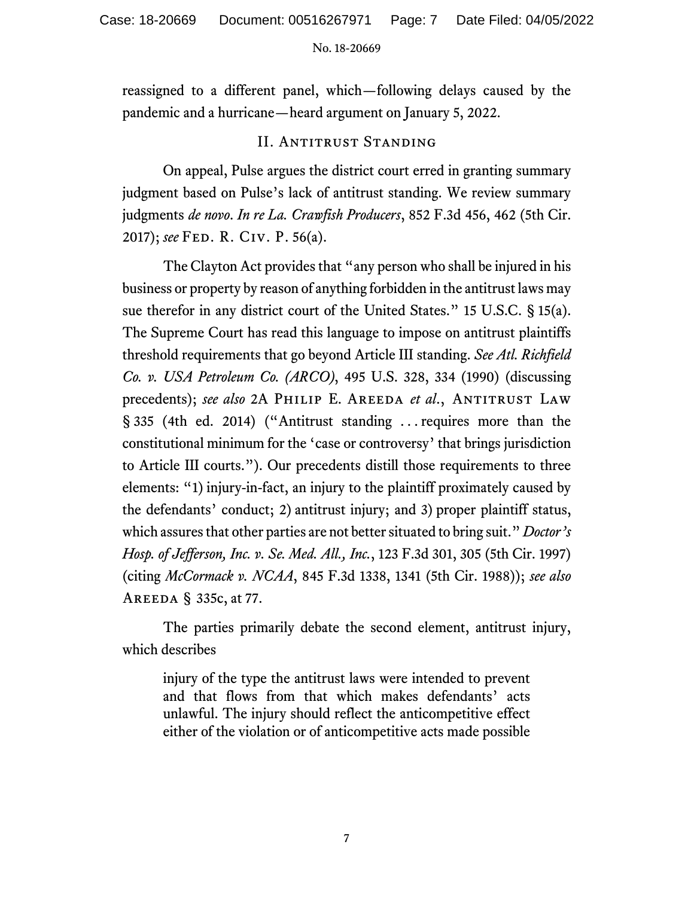reassigned to a different panel, which—following delays caused by the pandemic and a hurricane—heard argument on January 5, 2022.

## II. Antitrust Standing

On appeal, Pulse argues the district court erred in granting summary judgment based on Pulse's lack of antitrust standing. We review summary judgments *de novo*. *In re La. Crawfish Producers*, 852 F.3d 456, 462 (5th Cir. 2017); *see* Fed. R. Civ. P. 56(a).

The Clayton Act provides that "any person who shall be injured in his business or property by reason of anything forbidden in the antitrust laws may sue therefor in any district court of the United States." 15 U.S.C. § 15(a). The Supreme Court has read this language to impose on antitrust plaintiffs threshold requirements that go beyond Article III standing. *See Atl. Richfield Co. v. USA Petroleum Co. (ARCO)*, 495 U.S. 328, 334 (1990) (discussing precedents); *see also* 2A Philip E. Areeda *et al.*, Antitrust Law § 335 (4th ed. 2014) ("Antitrust standing . . . requires more than the constitutional minimum for the 'case or controversy' that brings jurisdiction to Article III courts."). Our precedents distill those requirements to three elements: "1) injury-in-fact, an injury to the plaintiff proximately caused by the defendants' conduct; 2) antitrust injury; and 3) proper plaintiff status, which assures that other parties are not better situated to bring suit." *Doctor's Hosp. of Jefferson, Inc. v. Se. Med. All., Inc.*, 123 F.3d 301, 305 (5th Cir. 1997) (citing *McCormack v. NCAA*, 845 F.3d 1338, 1341 (5th Cir. 1988)); *see also* Areeda § 335c, at 77.

The parties primarily debate the second element, antitrust injury, which describes

> injury of the type the antitrust laws were intended to prevent and that flows from that which makes defendants' acts unlawful. The injury should reflect the anticompetitive effect either of the violation or of anticompetitive acts made possible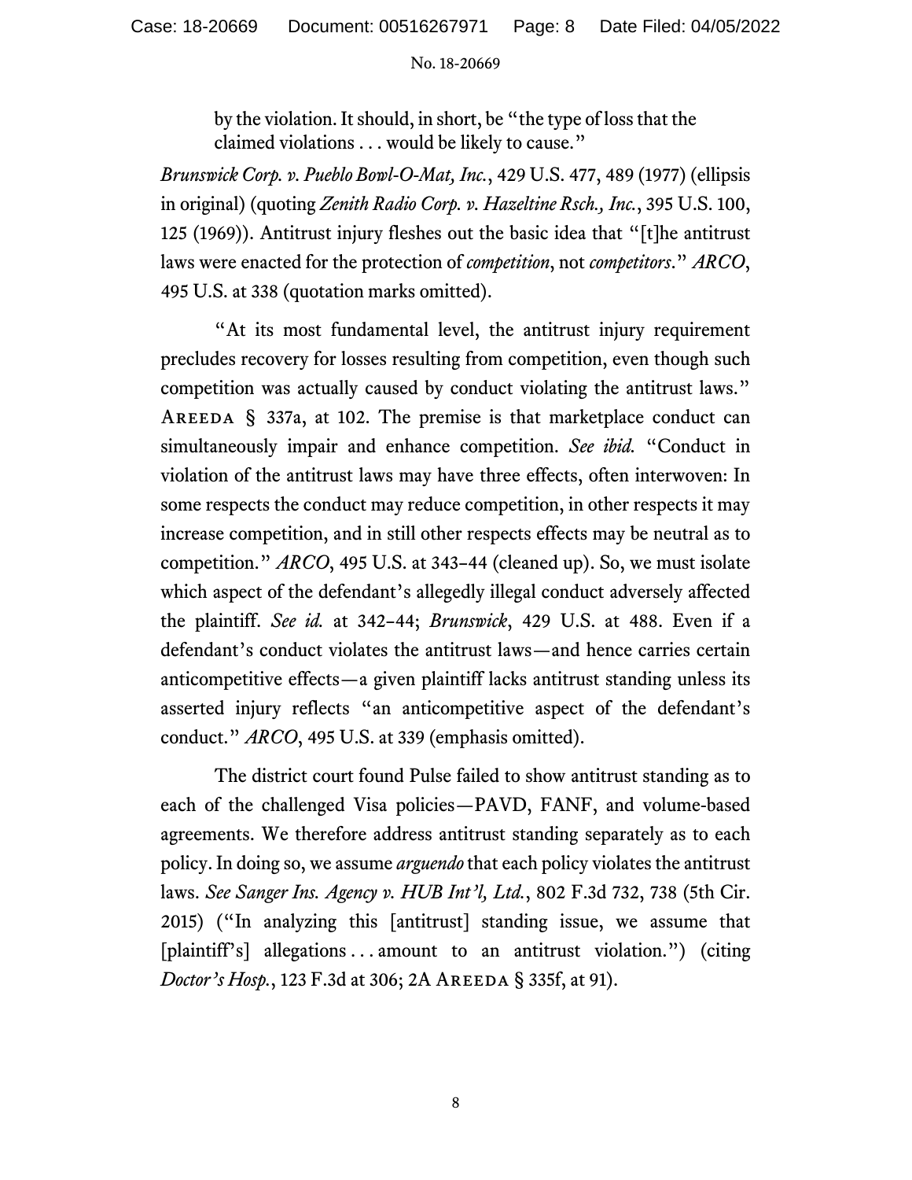> by the violation. It should, in short, be "the type of loss that the claimed violations . . . would be likely to cause."

*Brunswick Corp. v. Pueblo Bowl-O-Mat, Inc.*, 429 U.S. 477, 489 (1977) (ellipsis in original) (quoting *Zenith Radio Corp. v. Hazeltine Rsch., Inc.*, 395 U.S. 100, 125 (1969)). Antitrust injury fleshes out the basic idea that "[t]he antitrust laws were enacted for the protection of *competition*, not *competitors*." *ARCO*, 495 U.S. at 338 (quotation marks omitted).

"At its most fundamental level, the antitrust injury requirement precludes recovery for losses resulting from competition, even though such competition was actually caused by conduct violating the antitrust laws." AREEDA § 337a, at 102. The premise is that marketplace conduct can simultaneously impair and enhance competition. *See ibid.* "Conduct in violation of the antitrust laws may have three effects, often interwoven: In some respects the conduct may reduce competition, in other respects it may increase competition, and in still other respects effects may be neutral as to competition." *ARCO*, 495 U.S. at 343–44 (cleaned up). So, we must isolate which aspect of the defendant's allegedly illegal conduct adversely affected the plaintiff. *See id.* at 342–44; *Brunswick*, 429 U.S. at 488. Even if a defendant's conduct violates the antitrust laws—and hence carries certain anticompetitive effects—a given plaintiff lacks antitrust standing unless its asserted injury reflects "an anticompetitive aspect of the defendant's conduct." *ARCO*, 495 U.S. at 339 (emphasis omitted).

The district court found Pulse failed to show antitrust standing as to each of the challenged Visa policies—PAVD, FANF, and volume-based agreements. We therefore address antitrust standing separately as to each policy. In doing so, we assume *arguendo* that each policy violates the antitrust laws. *See Sanger Ins. Agency v. HUB Int'l, Ltd.*, 802 F.3d 732, 738 (5th Cir. 2015) ("In analyzing this [antitrust] standing issue, we assume that [plaintiff's] allegations . . . amount to an antitrust violation.") (citing *Doctor's Hosp.*, 123 F.3d at 306; 2A AREEDA § 335f, at 91).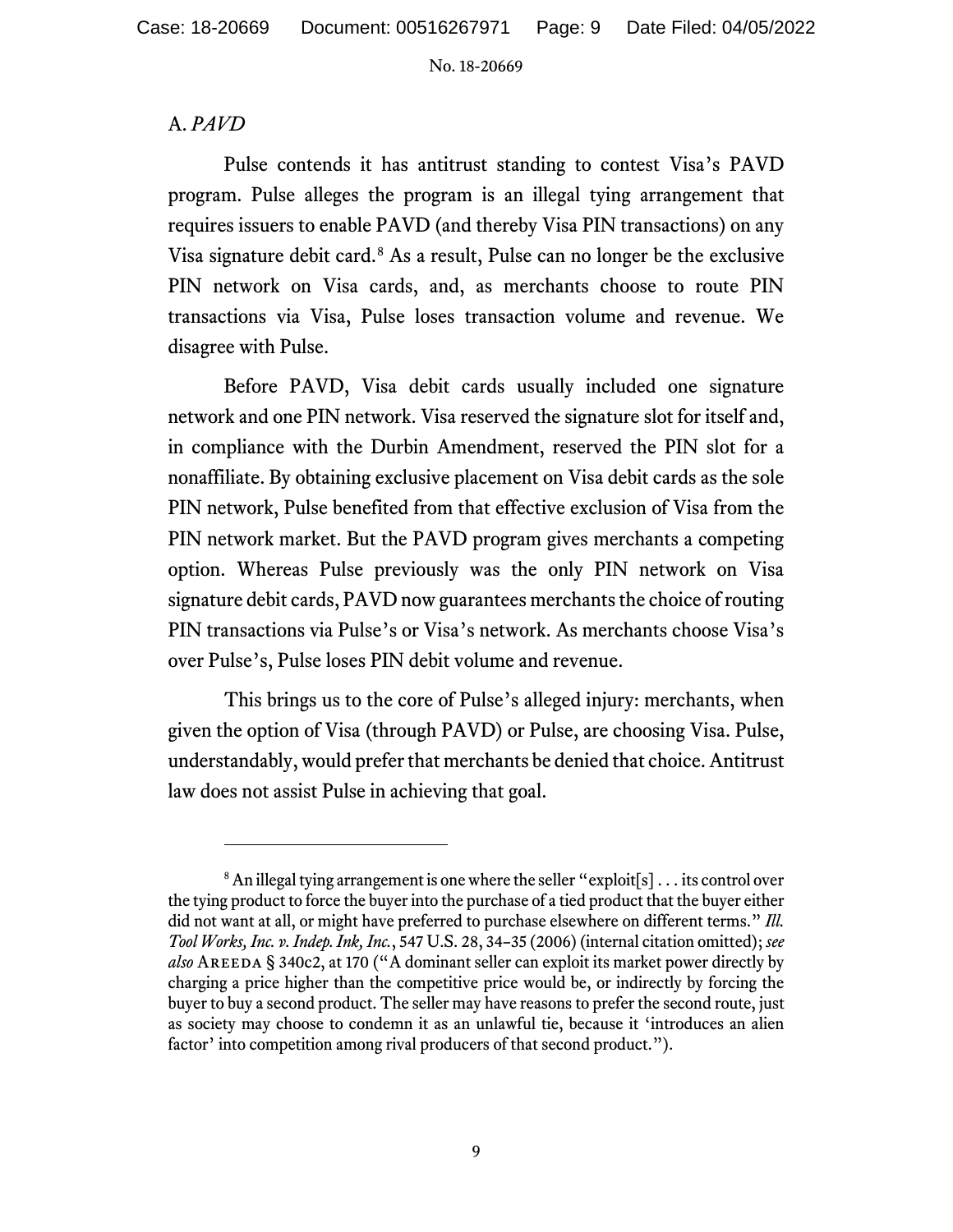## A. *PAVD*

Pulse contends it has antitrust standing to contest Visa's PAVD program. Pulse alleges the program is an illegal tying arrangement that requires issuers to enable PAVD (and thereby Visa PIN transactions) on any Visa signature debit card.[8] As a result, Pulse can no longer be the exclusive PIN network on Visa cards, and, as merchants choose to route PIN transactions via Visa, Pulse loses transaction volume and revenue. We disagree with Pulse.

Before PAVD, Visa debit cards usually included one signature network and one PIN network. Visa reserved the signature slot for itself and, in compliance with the Durbin Amendment, reserved the PIN slot for a nonaffiliate. By obtaining exclusive placement on Visa debit cards as the sole PIN network, Pulse benefited from that effective exclusion of Visa from the PIN network market. But the PAVD program gives merchants a competing option. Whereas Pulse previously was the only PIN network on Visa signature debit cards, PAVD now guarantees merchants the choice of routing PIN transactions via Pulse's or Visa's network. As merchants choose Visa's over Pulse's, Pulse loses PIN debit volume and revenue.

This brings us to the core of Pulse's alleged injury: merchants, when given the option of Visa (through PAVD) or Pulse, are choosing Visa. Pulse, understandably, would prefer that merchants be denied that choice. Antitrust law does not assist Pulse in achieving that goal.

---

[8] An illegal tying arrangement is one where the seller "exploit[s] . . . its control over the tying product to force the buyer into the purchase of a tied product that the buyer either did not want at all, or might have preferred to purchase elsewhere on different terms." *Ill. Tool Works, Inc. v. Indep. Ink, Inc.*, 547 U.S. 28, 34–35 (2006) (internal citation omitted); *see also* AREEDA § 340c2, at 170 ("A dominant seller can exploit its market power directly by charging a price higher than the competitive price would be, or indirectly by forcing the buyer to buy a second product. The seller may have reasons to prefer the second route, just as society may choose to condemn it as an unlawful tie, because it 'introduces an alien factor' into competition among rival producers of that second product.").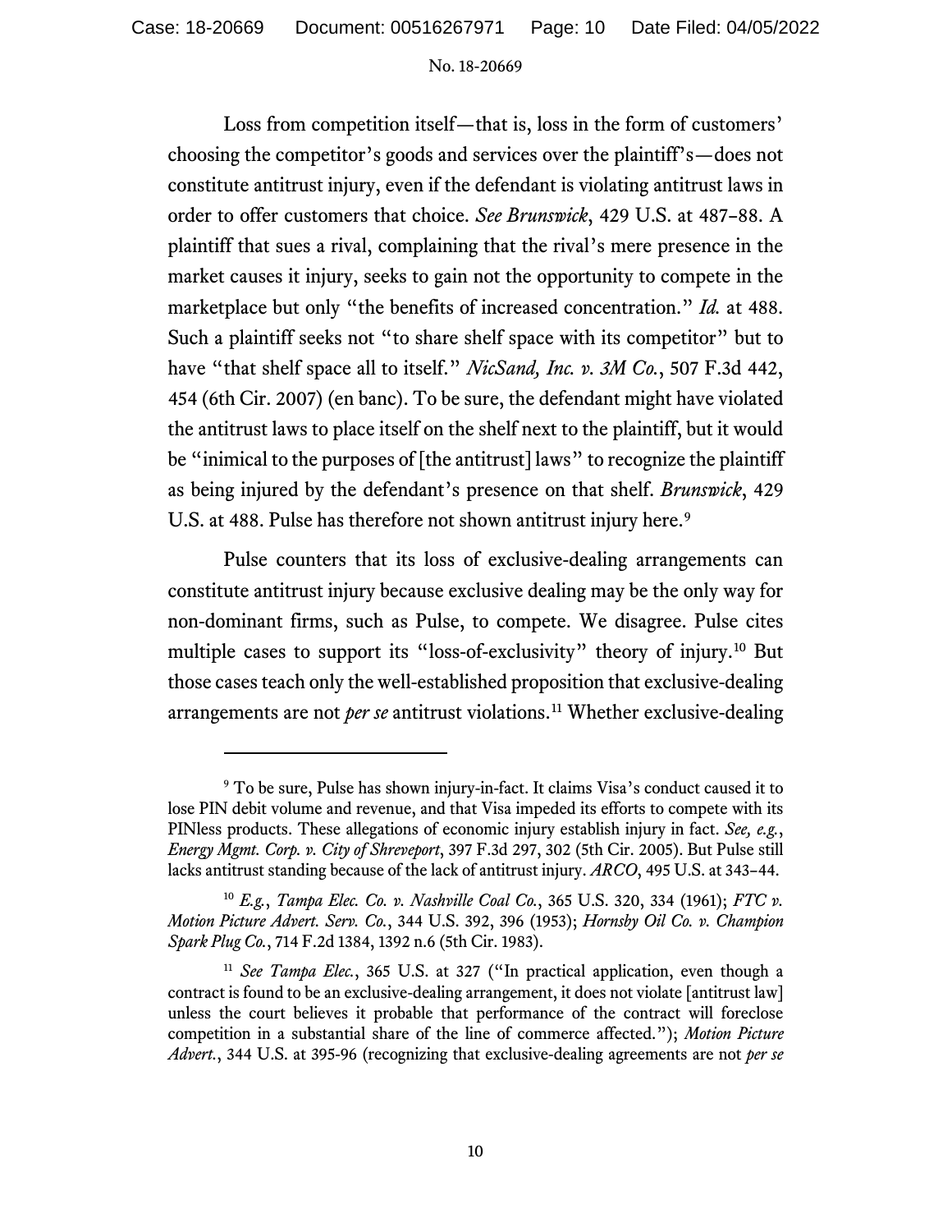Loss from competition itself—that is, loss in the form of customers' choosing the competitor's goods and services over the plaintiff's—does not constitute antitrust injury, even if the defendant is violating antitrust laws in order to offer customers that choice. *See Brunswick*, 429 U.S. at 487–88. A plaintiff that sues a rival, complaining that the rival's mere presence in the market causes it injury, seeks to gain not the opportunity to compete in the marketplace but only "the benefits of increased concentration." *Id.* at 488. Such a plaintiff seeks not "to share shelf space with its competitor" but to have "that shelf space all to itself." *NicSand, Inc. v. 3M Co.*, 507 F.3d 442, 454 (6th Cir. 2007) (en banc). To be sure, the defendant might have violated the antitrust laws to place itself on the shelf next to the plaintiff, but it would be "inimical to the purposes of [the antitrust] laws" to recognize the plaintiff as being injured by the defendant's presence on that shelf. *Brunswick*, 429 U.S. at 488. Pulse has therefore not shown antitrust injury here.[9]

Pulse counters that its loss of exclusive-dealing arrangements can constitute antitrust injury because exclusive dealing may be the only way for non-dominant firms, such as Pulse, to compete. We disagree. Pulse cites multiple cases to support its "loss-of-exclusivity" theory of injury.[10] But those cases teach only the well-established proposition that exclusive-dealing arrangements are not *per se* antitrust violations.[11] Whether exclusive-dealing

---

[9] To be sure, Pulse has shown injury-in-fact. It claims Visa's conduct caused it to lose PIN debit volume and revenue, and that Visa impeded its efforts to compete with its PINless products. These allegations of economic injury establish injury in fact. *See, e.g.*, *Energy Mgmt. Corp. v. City of Shreveport*, 397 F.3d 297, 302 (5th Cir. 2005). But Pulse still lacks antitrust standing because of the lack of antitrust injury. *ARCO*, 495 U.S. at 343–44.

[10] *E.g.*, *Tampa Elec. Co. v. Nashville Coal Co.*, 365 U.S. 320, 334 (1961); *FTC v. Motion Picture Advert. Serv. Co.*, 344 U.S. 392, 396 (1953); *Hornsby Oil Co. v. Champion Spark Plug Co.*, 714 F.2d 1384, 1392 n.6 (5th Cir. 1983).

[11] *See Tampa Elec.*, 365 U.S. at 327 ("In practical application, even though a contract is found to be an exclusive-dealing arrangement, it does not violate [antitrust law] unless the court believes it probable that performance of the contract will foreclose competition in a substantial share of the line of commerce affected."); *Motion Picture Advert.*, 344 U.S. at 395-96 (recognizing that exclusive-dealing agreements are not *per se*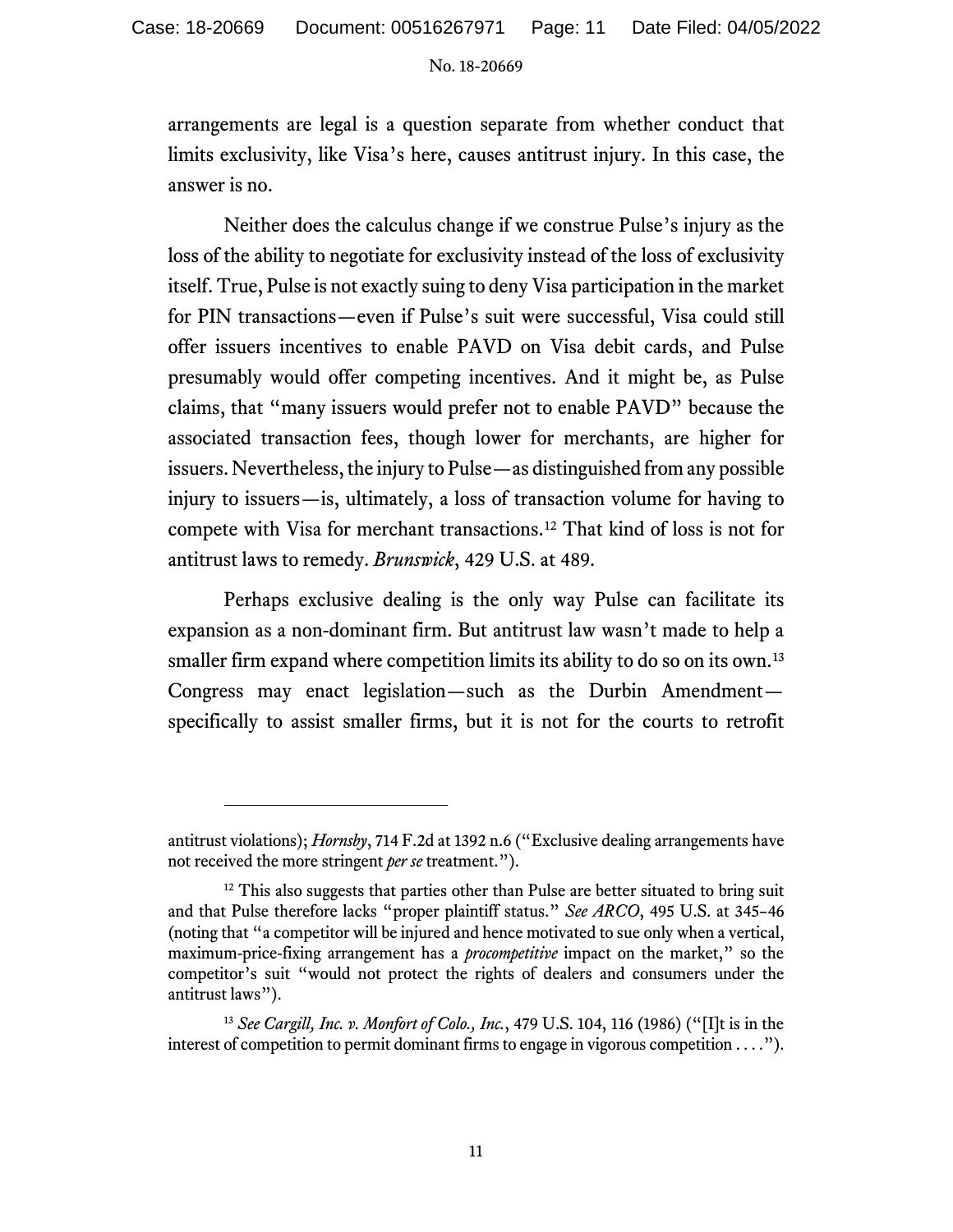arrangements are legal is a question separate from whether conduct that limits exclusivity, like Visa's here, causes antitrust injury. In this case, the answer is no.

Neither does the calculus change if we construe Pulse's injury as the loss of the ability to negotiate for exclusivity instead of the loss of exclusivity itself. True, Pulse is not exactly suing to deny Visa participation in the market for PIN transactions—even if Pulse's suit were successful, Visa could still offer issuers incentives to enable PAVD on Visa debit cards, and Pulse presumably would offer competing incentives. And it might be, as Pulse claims, that "many issuers would prefer not to enable PAVD" because the associated transaction fees, though lower for merchants, are higher for issuers. Nevertheless, the injury to Pulse—as distinguished from any possible injury to issuers—is, ultimately, a loss of transaction volume for having to compete with Visa for merchant transactions.[12] That kind of loss is not for antitrust laws to remedy. *Brunswick*, 429 U.S. at 489.

Perhaps exclusive dealing is the only way Pulse can facilitate its expansion as a non-dominant firm. But antitrust law wasn't made to help a smaller firm expand where competition limits its ability to do so on its own.[13] Congress may enact legislation—such as the Durbin Amendment—specifically to assist smaller firms, but it is not for the courts to retrofit

---

antitrust violations); *Hornsby*, 714 F.2d at 1392 n.6 ("Exclusive dealing arrangements have not received the more stringent *per se* treatment.").

[12] This also suggests that parties other than Pulse are better situated to bring suit and that Pulse therefore lacks "proper plaintiff status." *See ARCO*, 495 U.S. at 345–46 (noting that "a competitor will be injured and hence motivated to sue only when a vertical, maximum-price-fixing arrangement has a *procompetitive* impact on the market," so the competitor's suit "would not protect the rights of dealers and consumers under the antitrust laws").

[13] *See Cargill, Inc. v. Monfort of Colo., Inc.*, 479 U.S. 104, 116 (1986) ("[I]t is in the interest of competition to permit dominant firms to engage in vigorous competition . . . .").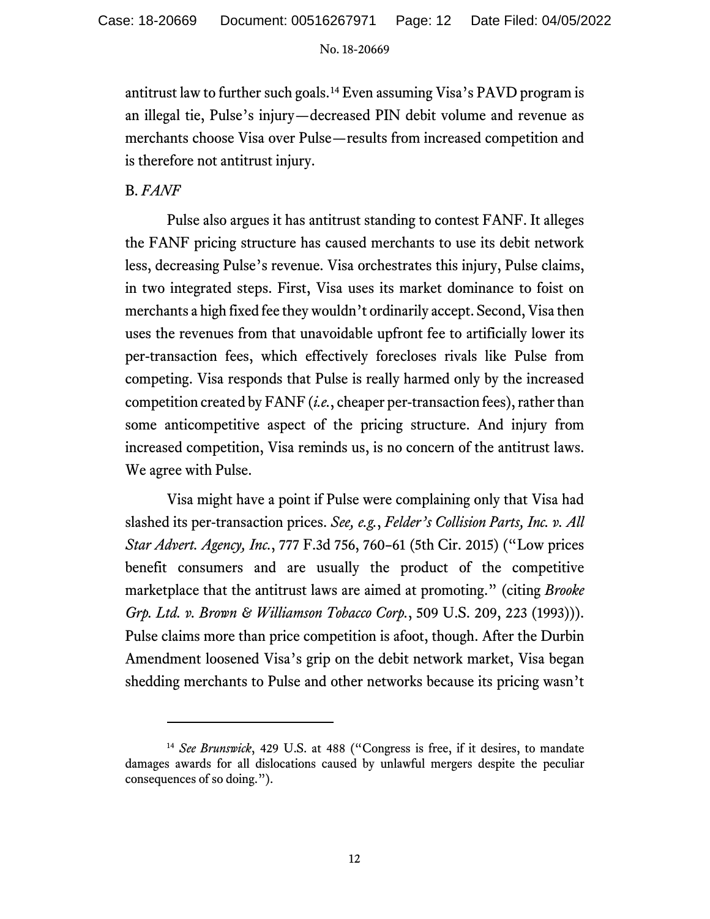antitrust law to further such goals.[14] Even assuming Visa's PAVD program is an illegal tie, Pulse's injury—decreased PIN debit volume and revenue as merchants choose Visa over Pulse—results from increased competition and is therefore not antitrust injury.

B. *FANF*

Pulse also argues it has antitrust standing to contest FANF. It alleges the FANF pricing structure has caused merchants to use its debit network less, decreasing Pulse's revenue. Visa orchestrates this injury, Pulse claims, in two integrated steps. First, Visa uses its market dominance to foist on merchants a high fixed fee they wouldn't ordinarily accept. Second, Visa then uses the revenues from that unavoidable upfront fee to artificially lower its per-transaction fees, which effectively forecloses rivals like Pulse from competing. Visa responds that Pulse is really harmed only by the increased competition created by FANF (*i.e.*, cheaper per-transaction fees), rather than some anticompetitive aspect of the pricing structure. And injury from increased competition, Visa reminds us, is no concern of the antitrust laws. We agree with Pulse.

Visa might have a point if Pulse were complaining only that Visa had slashed its per-transaction prices. *See, e.g.*, *Felder's Collision Parts, Inc. v. All Star Advert. Agency, Inc.*, 777 F.3d 756, 760–61 (5th Cir. 2015) ("Low prices benefit consumers and are usually the product of the competitive marketplace that the antitrust laws are aimed at promoting." (citing *Brooke Grp. Ltd. v. Brown & Williamson Tobacco Corp.*, 509 U.S. 209, 223 (1993))). Pulse claims more than price competition is afoot, though. After the Durbin Amendment loosened Visa's grip on the debit network market, Visa began shedding merchants to Pulse and other networks because its pricing wasn't

---

[14] *See Brunswick*, 429 U.S. at 488 ("Congress is free, if it desires, to mandate damages awards for all dislocations caused by unlawful mergers despite the peculiar consequences of so doing.").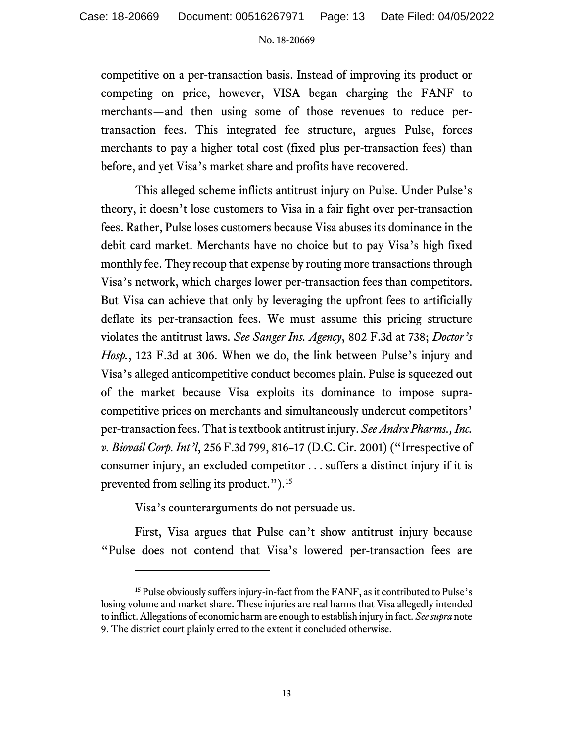competitive on a per-transaction basis. Instead of improving its product or competing on price, however, VISA began charging the FANF to merchants—and then using some of those revenues to reduce per-transaction fees. This integrated fee structure, argues Pulse, forces merchants to pay a higher total cost (fixed plus per-transaction fees) than before, and yet Visa's market share and profits have recovered.

This alleged scheme inflicts antitrust injury on Pulse. Under Pulse's theory, it doesn't lose customers to Visa in a fair fight over per-transaction fees. Rather, Pulse loses customers because Visa abuses its dominance in the debit card market. Merchants have no choice but to pay Visa's high fixed monthly fee. They recoup that expense by routing more transactions through Visa's network, which charges lower per-transaction fees than competitors. But Visa can achieve that only by leveraging the upfront fees to artificially deflate its per-transaction fees. We must assume this pricing structure violates the antitrust laws. *See Sanger Ins. Agency*, 802 F.3d at 738; *Doctor's Hosp.*, 123 F.3d at 306. When we do, the link between Pulse's injury and Visa's alleged anticompetitive conduct becomes plain. Pulse is squeezed out of the market because Visa exploits its dominance to impose supra-competitive prices on merchants and simultaneously undercut competitors' per-transaction fees. That is textbook antitrust injury. *See Andrx Pharms., Inc. v. Biovail Corp. Int'l*, 256 F.3d 799, 816–17 (D.C. Cir. 2001) ("Irrespective of consumer injury, an excluded competitor . . . suffers a distinct injury if it is prevented from selling its product.").[15]

Visa's counterarguments do not persuade us.

First, Visa argues that Pulse can't show antitrust injury because "Pulse does not contend that Visa's lowered per-transaction fees are

---

[15] Pulse obviously suffers injury-in-fact from the FANF, as it contributed to Pulse's losing volume and market share. These injuries are real harms that Visa allegedly intended to inflict. Allegations of economic harm are enough to establish injury in fact. *See supra* note 9. The district court plainly erred to the extent it concluded otherwise.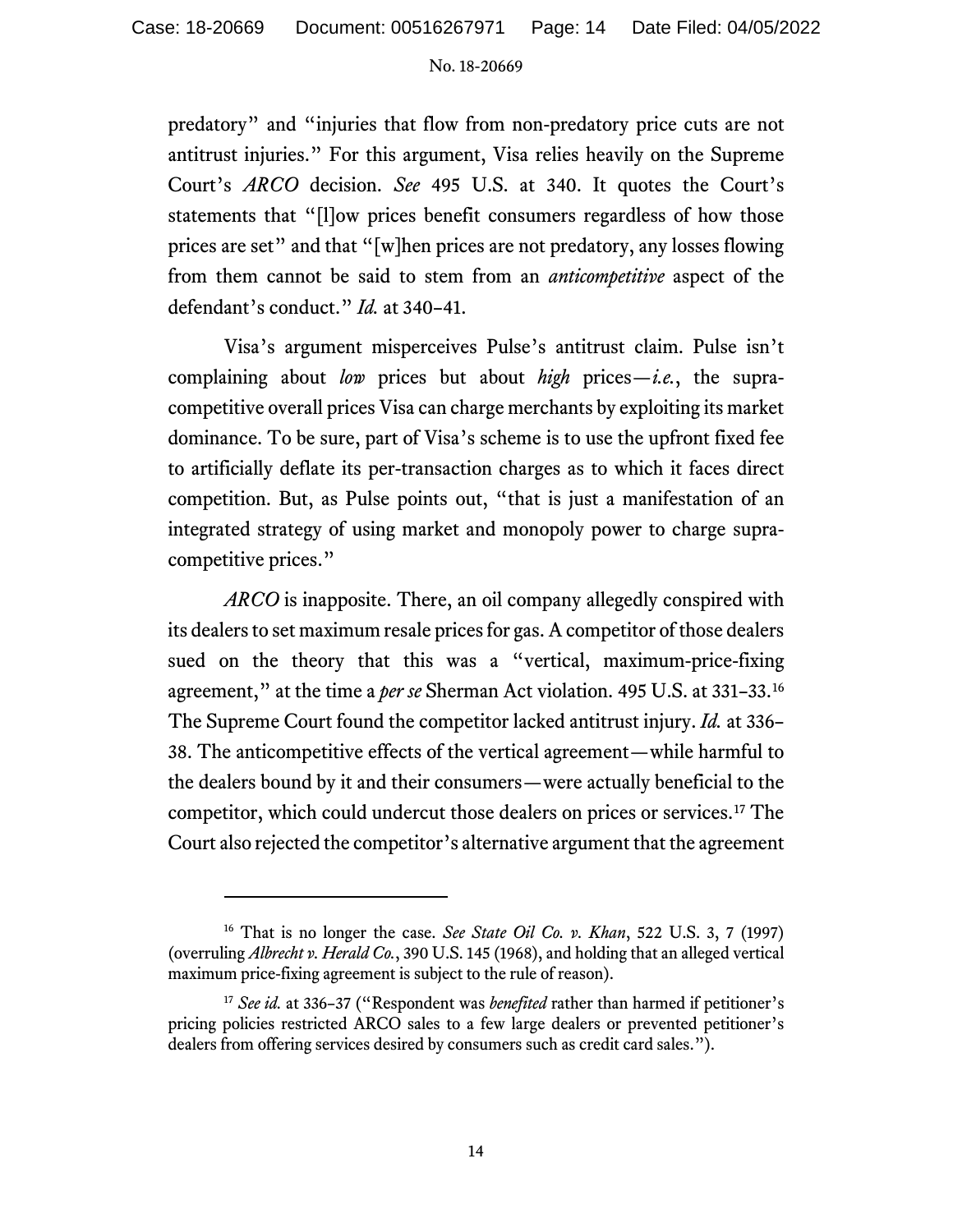predatory" and "injuries that flow from non-predatory price cuts are not antitrust injuries." For this argument, Visa relies heavily on the Supreme Court's *ARCO* decision. *See* 495 U.S. at 340. It quotes the Court's statements that "[l]ow prices benefit consumers regardless of how those prices are set" and that "[w]hen prices are not predatory, any losses flowing from them cannot be said to stem from an *anticompetitive* aspect of the defendant's conduct." *Id.* at 340–41.

Visa's argument misperceives Pulse's antitrust claim. Pulse isn't complaining about *low* prices but about *high* prices—*i.e.*, the supra-competitive overall prices Visa can charge merchants by exploiting its market dominance. To be sure, part of Visa's scheme is to use the upfront fixed fee to artificially deflate its per-transaction charges as to which it faces direct competition. But, as Pulse points out, "that is just a manifestation of an integrated strategy of using market and monopoly power to charge supra-competitive prices."

*ARCO* is inapposite. There, an oil company allegedly conspired with its dealers to set maximum resale prices for gas. A competitor of those dealers sued on the theory that this was a "vertical, maximum-price-fixing agreement," at the time a *per se* Sherman Act violation. 495 U.S. at 331–33.[16] The Supreme Court found the competitor lacked antitrust injury. *Id.* at 336–38. The anticompetitive effects of the vertical agreement—while harmful to the dealers bound by it and their consumers—were actually beneficial to the competitor, which could undercut those dealers on prices or services.[17] The Court also rejected the competitor's alternative argument that the agreement

---

[16] That is no longer the case. *See State Oil Co. v. Khan*, 522 U.S. 3, 7 (1997) (overruling *Albrecht v. Herald Co.*, 390 U.S. 145 (1968), and holding that an alleged vertical maximum price-fixing agreement is subject to the rule of reason).

[17] *See id.* at 336–37 ("Respondent was *benefited* rather than harmed if petitioner's pricing policies restricted ARCO sales to a few large dealers or prevented petitioner's dealers from offering services desired by consumers such as credit card sales.").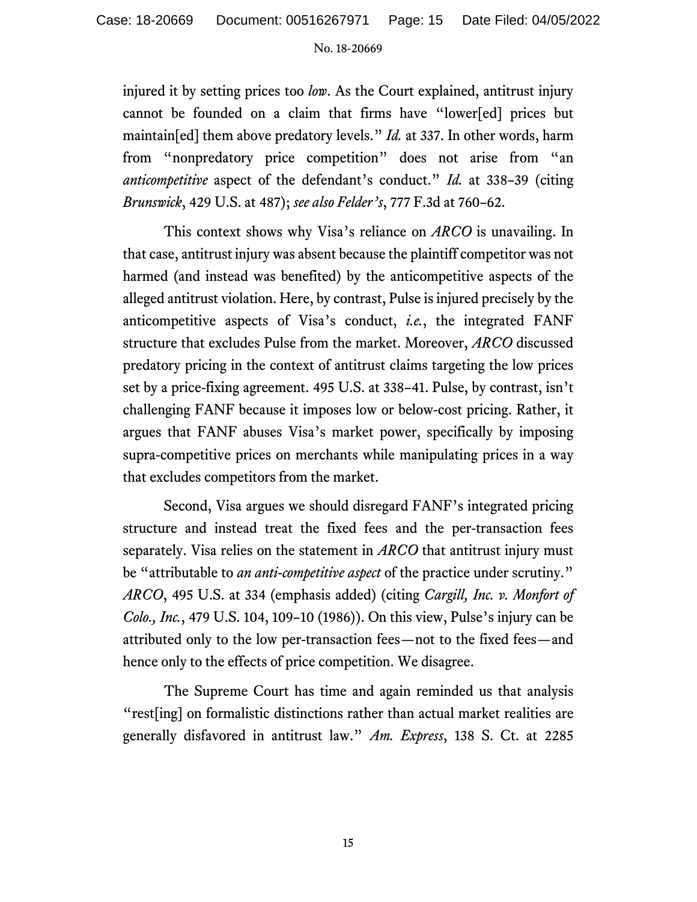injured it by setting prices too *low*. As the Court explained, antitrust injury cannot be founded on a claim that firms have "lower[ed] prices but maintain[ed] them above predatory levels." *Id.* at 337. In other words, harm from "nonpredatory price competition" does not arise from "an *anticompetitive* aspect of the defendant's conduct." *Id.* at 338–39 (citing *Brunswick*, 429 U.S. at 487); *see also Felder's*, 777 F.3d at 760–62.

This context shows why Visa's reliance on *ARCO* is unavailing. In that case, antitrust injury was absent because the plaintiff competitor was not harmed (and instead was benefited) by the anticompetitive aspects of the alleged antitrust violation. Here, by contrast, Pulse is injured precisely by the anticompetitive aspects of Visa's conduct, *i.e.*, the integrated FANF structure that excludes Pulse from the market. Moreover, *ARCO* discussed predatory pricing in the context of antitrust claims targeting the low prices set by a price-fixing agreement. 495 U.S. at 338–41. Pulse, by contrast, isn't challenging FANF because it imposes low or below-cost pricing. Rather, it argues that FANF abuses Visa's market power, specifically by imposing supra-competitive prices on merchants while manipulating prices in a way that excludes competitors from the market.

Second, Visa argues we should disregard FANF's integrated pricing structure and instead treat the fixed fees and the per-transaction fees separately. Visa relies on the statement in *ARCO* that antitrust injury must be "attributable to *an anti-competitive aspect* of the practice under scrutiny." *ARCO*, 495 U.S. at 334 (emphasis added) (citing *Cargill, Inc. v. Monfort of Colo., Inc.*, 479 U.S. 104, 109–10 (1986)). On this view, Pulse's injury can be attributed only to the low per-transaction fees—not to the fixed fees—and hence only to the effects of price competition. We disagree.

The Supreme Court has time and again reminded us that analysis "rest[ing] on formalistic distinctions rather than actual market realities are generally disfavored in antitrust law." *Am. Express*, 138 S. Ct. at 2285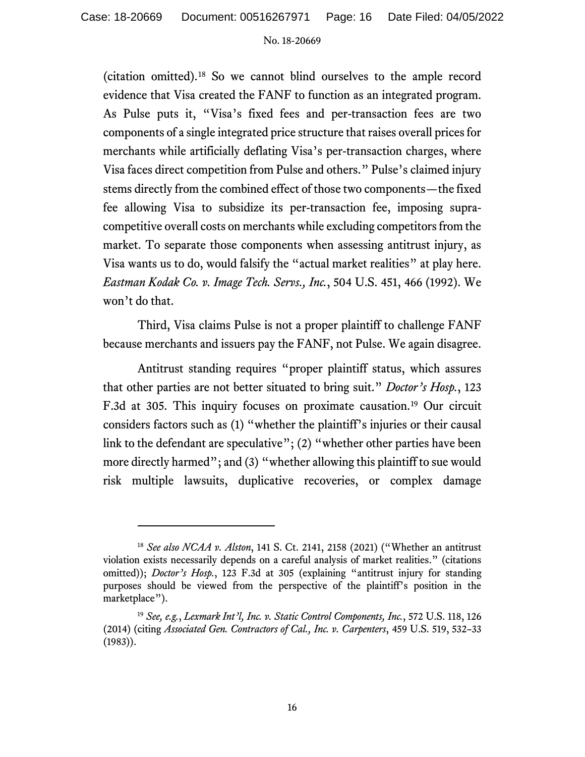(citation omitted).[18] So we cannot blind ourselves to the ample record evidence that Visa created the FANF to function as an integrated program. As Pulse puts it, "Visa's fixed fees and per-transaction fees are two components of a single integrated price structure that raises overall prices for merchants while artificially deflating Visa's per-transaction charges, where Visa faces direct competition from Pulse and others." Pulse's claimed injury stems directly from the combined effect of those two components—the fixed fee allowing Visa to subsidize its per-transaction fee, imposing supra-competitive overall costs on merchants while excluding competitors from the market. To separate those components when assessing antitrust injury, as Visa wants us to do, would falsify the "actual market realities" at play here. *Eastman Kodak Co. v. Image Tech. Servs., Inc.*, 504 U.S. 451, 466 (1992). We won't do that.

Third, Visa claims Pulse is not a proper plaintiff to challenge FANF because merchants and issuers pay the FANF, not Pulse. We again disagree.

Antitrust standing requires "proper plaintiff status, which assures that other parties are not better situated to bring suit." *Doctor's Hosp.*, 123 F.3d at 305. This inquiry focuses on proximate causation.[19] Our circuit considers factors such as (1) "whether the plaintiff's injuries or their causal link to the defendant are speculative"; (2) "whether other parties have been more directly harmed"; and (3) "whether allowing this plaintiff to sue would risk multiple lawsuits, duplicative recoveries, or complex damage

---

[18] *See also NCAA v. Alston*, 141 S. Ct. 2141, 2158 (2021) ("Whether an antitrust violation exists necessarily depends on a careful analysis of market realities." (citations omitted)); *Doctor's Hosp.*, 123 F.3d at 305 (explaining "antitrust injury for standing purposes should be viewed from the perspective of the plaintiff's position in the marketplace").

[19] *See, e.g.*, *Lexmark Int'l, Inc. v. Static Control Components, Inc.*, 572 U.S. 118, 126 (2014) (citing *Associated Gen. Contractors of Cal., Inc. v. Carpenters*, 459 U.S. 519, 532–33 (1983)).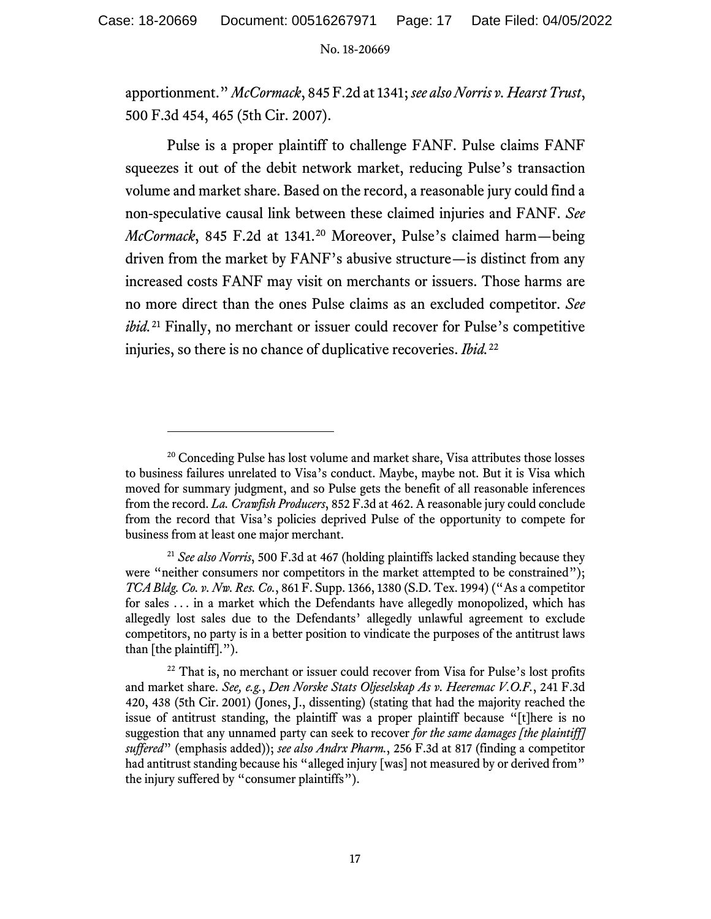apportionment." *McCormack*, 845 F.2d at 1341; *see also Norris v. Hearst Trust*, 500 F.3d 454, 465 (5th Cir. 2007).

Pulse is a proper plaintiff to challenge FANF. Pulse claims FANF squeezes it out of the debit network market, reducing Pulse's transaction volume and market share. Based on the record, a reasonable jury could find a non-speculative causal link between these claimed injuries and FANF. *See McCormack*, 845 F.2d at 1341.[20] Moreover, Pulse's claimed harm—being driven from the market by FANF's abusive structure—is distinct from any increased costs FANF may visit on merchants or issuers. Those harms are no more direct than the ones Pulse claims as an excluded competitor. *See ibid.*[21] Finally, no merchant or issuer could recover for Pulse's competitive injuries, so there is no chance of duplicative recoveries. *Ibid.*[22]

---

[20] Conceding Pulse has lost volume and market share, Visa attributes those losses to business failures unrelated to Visa's conduct. Maybe, maybe not. But it is Visa which moved for summary judgment, and so Pulse gets the benefit of all reasonable inferences from the record. *La. Crawfish Producers*, 852 F.3d at 462. A reasonable jury could conclude from the record that Visa's policies deprived Pulse of the opportunity to compete for business from at least one major merchant.

[21] *See also Norris*, 500 F.3d at 467 (holding plaintiffs lacked standing because they were "neither consumers nor competitors in the market attempted to be constrained"); *TCA Bldg. Co. v. Nw. Res. Co.*, 861 F. Supp. 1366, 1380 (S.D. Tex. 1994) ("As a competitor for sales . . . in a market which the Defendants have allegedly monopolized, which has allegedly lost sales due to the Defendants' allegedly unlawful agreement to exclude competitors, no party is in a better position to vindicate the purposes of the antitrust laws than [the plaintiff].").

[22] That is, no merchant or issuer could recover from Visa for Pulse's lost profits and market share. *See, e.g.*, *Den Norske Stats Oljeselskap As v. Heeremac V.O.F.*, 241 F.3d 420, 438 (5th Cir. 2001) (Jones, J., dissenting) (stating that had the majority reached the issue of antitrust standing, the plaintiff was a proper plaintiff because "[t]here is no suggestion that any unnamed party can seek to recover *for the same damages [the plaintiff] suffered*" (emphasis added)); *see also Andrx Pharm.*, 256 F.3d at 817 (finding a competitor had antitrust standing because his "alleged injury [was] not measured by or derived from" the injury suffered by "consumer plaintiffs").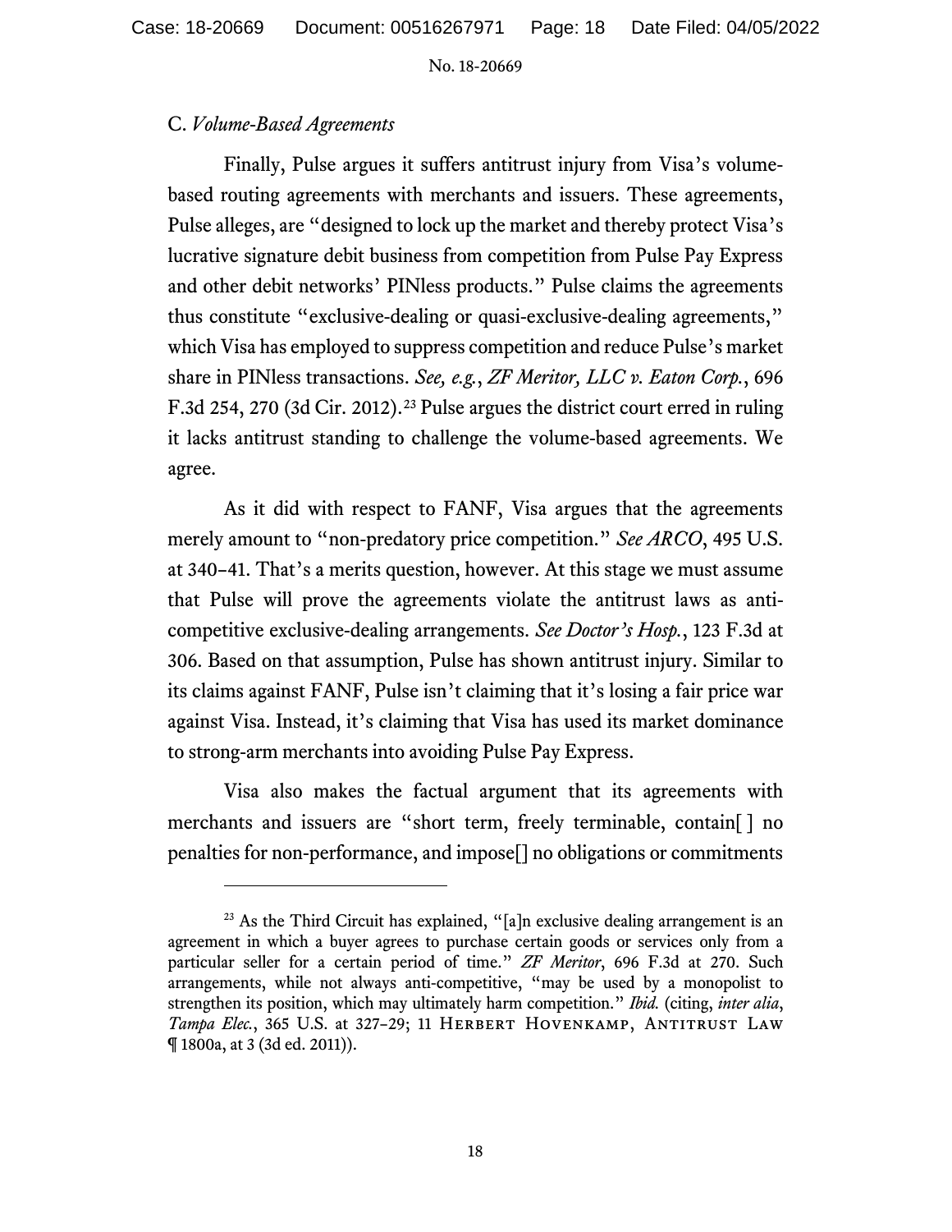C. *Volume-Based Agreements*

Finally, Pulse argues it suffers antitrust injury from Visa's volume-based routing agreements with merchants and issuers. These agreements, Pulse alleges, are "designed to lock up the market and thereby protect Visa's lucrative signature debit business from competition from Pulse Pay Express and other debit networks' PINless products." Pulse claims the agreements thus constitute "exclusive-dealing or quasi-exclusive-dealing agreements," which Visa has employed to suppress competition and reduce Pulse's market share in PINless transactions. *See, e.g.*, *ZF Meritor, LLC v. Eaton Corp.*, 696 F.3d 254, 270 (3d Cir. 2012).[23] Pulse argues the district court erred in ruling it lacks antitrust standing to challenge the volume-based agreements. We agree.

As it did with respect to FANF, Visa argues that the agreements merely amount to "non-predatory price competition." *See ARCO*, 495 U.S. at 340–41. That's a merits question, however. At this stage we must assume that Pulse will prove the agreements violate the antitrust laws as anti-competitive exclusive-dealing arrangements. *See Doctor's Hosp.*, 123 F.3d at 306. Based on that assumption, Pulse has shown antitrust injury. Similar to its claims against FANF, Pulse isn't claiming that it's losing a fair price war against Visa. Instead, it's claiming that Visa has used its market dominance to strong-arm merchants into avoiding Pulse Pay Express.

Visa also makes the factual argument that its agreements with merchants and issuers are "short term, freely terminable, contain[ ] no penalties for non-performance, and impose[] no obligations or commitments

---

[23] As the Third Circuit has explained, "[a]n exclusive dealing arrangement is an agreement in which a buyer agrees to purchase certain goods or services only from a particular seller for a certain period of time." *ZF Meritor*, 696 F.3d at 270. Such arrangements, while not always anti-competitive, "may be used by a monopolist to strengthen its position, which may ultimately harm competition." *Ibid.* (citing, *inter alia*, *Tampa Elec.*, 365 U.S. at 327–29; 11 HERBERT HOVENKAMP, ANTITRUST LAW ¶ 1800a, at 3 (3d ed. 2011)).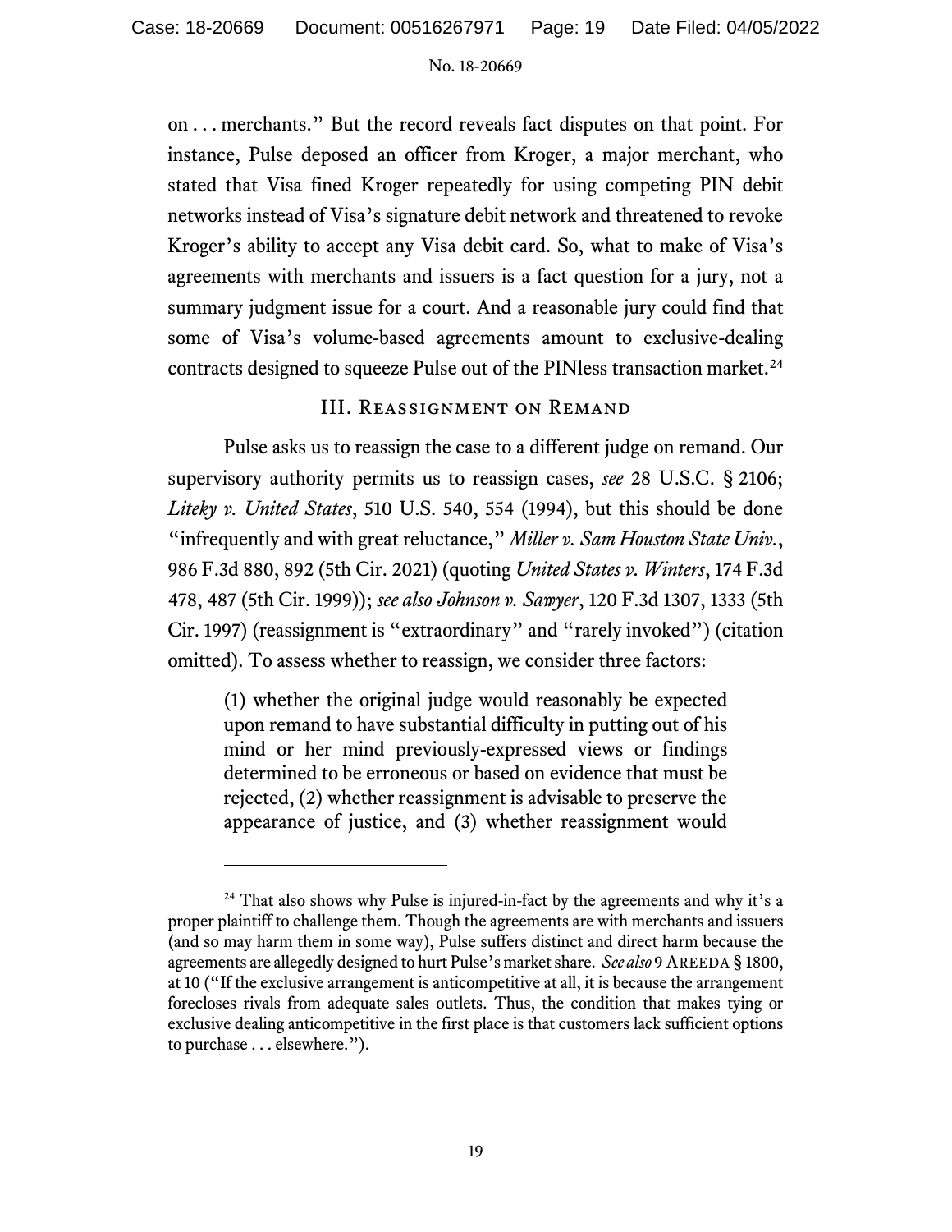on . . . merchants." But the record reveals fact disputes on that point. For instance, Pulse deposed an officer from Kroger, a major merchant, who stated that Visa fined Kroger repeatedly for using competing PIN debit networks instead of Visa's signature debit network and threatened to revoke Kroger's ability to accept any Visa debit card. So, what to make of Visa's agreements with merchants and issuers is a fact question for a jury, not a summary judgment issue for a court. And a reasonable jury could find that some of Visa's volume-based agreements amount to exclusive-dealing contracts designed to squeeze Pulse out of the PINless transaction market.[24]

## III. Reassignment on Remand

Pulse asks us to reassign the case to a different judge on remand. Our supervisory authority permits us to reassign cases, *see* 28 U.S.C. § 2106; *Liteky v. United States*, 510 U.S. 540, 554 (1994), but this should be done "infrequently and with great reluctance," *Miller v. Sam Houston State Univ.*, 986 F.3d 880, 892 (5th Cir. 2021) (quoting *United States v. Winters*, 174 F.3d 478, 487 (5th Cir. 1999)); *see also Johnson v. Sawyer*, 120 F.3d 1307, 1333 (5th Cir. 1997) (reassignment is "extraordinary" and "rarely invoked") (citation omitted). To assess whether to reassign, we consider three factors:

> (1) whether the original judge would reasonably be expected upon remand to have substantial difficulty in putting out of his mind or her mind previously-expressed views or findings determined to be erroneous or based on evidence that must be rejected, (2) whether reassignment is advisable to preserve the appearance of justice, and (3) whether reassignment would

---

[24] That also shows why Pulse is injured-in-fact by the agreements and why it's a proper plaintiff to challenge them. Though the agreements are with merchants and issuers (and so may harm them in some way), Pulse suffers distinct and direct harm because the agreements are allegedly designed to hurt Pulse's market share. *See also* 9 Areeda § 1800, at 10 ("If the exclusive arrangement is anticompetitive at all, it is because the arrangement forecloses rivals from adequate sales outlets. Thus, the condition that makes tying or exclusive dealing anticompetitive in the first place is that customers lack sufficient options to purchase . . . elsewhere.").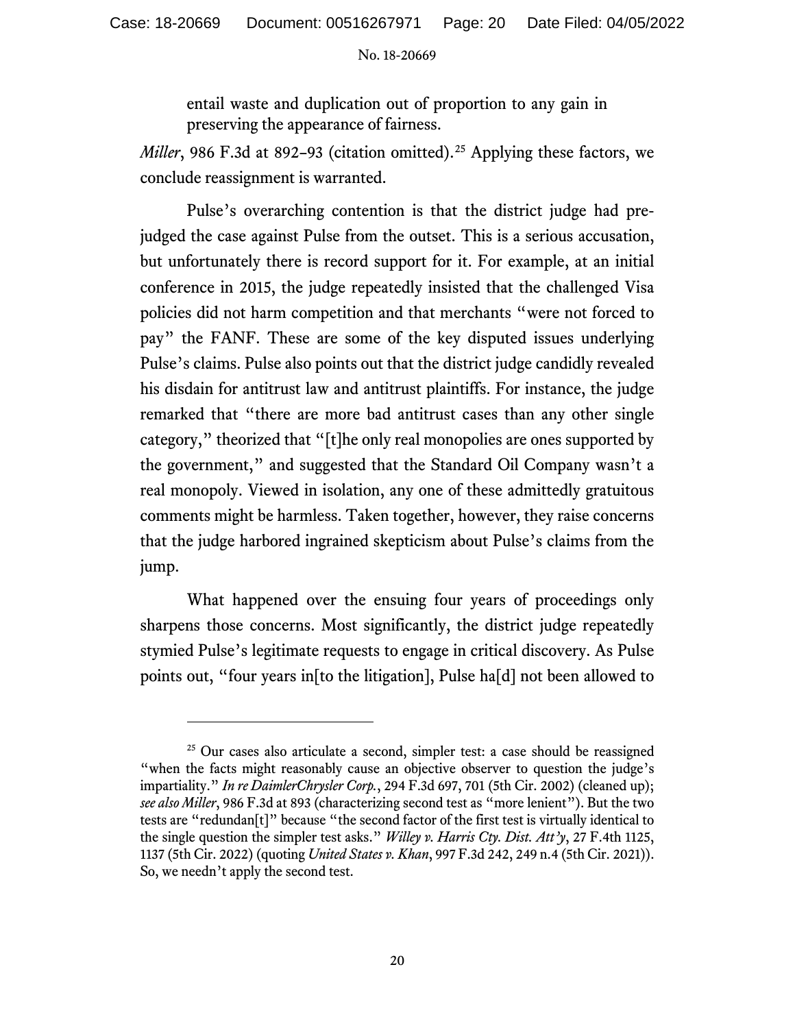entail waste and duplication out of proportion to any gain in preserving the appearance of fairness.

*Miller*, 986 F.3d at 892–93 (citation omitted).[25] Applying these factors, we conclude reassignment is warranted.

Pulse's overarching contention is that the district judge had pre-judged the case against Pulse from the outset. This is a serious accusation, but unfortunately there is record support for it. For example, at an initial conference in 2015, the judge repeatedly insisted that the challenged Visa policies did not harm competition and that merchants "were not forced to pay" the FANF. These are some of the key disputed issues underlying Pulse's claims. Pulse also points out that the district judge candidly revealed his disdain for antitrust law and antitrust plaintiffs. For instance, the judge remarked that "there are more bad antitrust cases than any other single category," theorized that "[t]he only real monopolies are ones supported by the government," and suggested that the Standard Oil Company wasn't a real monopoly. Viewed in isolation, any one of these admittedly gratuitous comments might be harmless. Taken together, however, they raise concerns that the judge harbored ingrained skepticism about Pulse's claims from the jump.

What happened over the ensuing four years of proceedings only sharpens those concerns. Most significantly, the district judge repeatedly stymied Pulse's legitimate requests to engage in critical discovery. As Pulse points out, "four years in[to the litigation], Pulse ha[d] not been allowed to

---

[25] Our cases also articulate a second, simpler test: a case should be reassigned "when the facts might reasonably cause an objective observer to question the judge's impartiality." *In re DaimlerChrysler Corp.*, 294 F.3d 697, 701 (5th Cir. 2002) (cleaned up); *see also Miller*, 986 F.3d at 893 (characterizing second test as "more lenient"). But the two tests are "redundan[t]" because "the second factor of the first test is virtually identical to the single question the simpler test asks." *Willey v. Harris Cty. Dist. Att'y*, 27 F.4th 1125, 1137 (5th Cir. 2022) (quoting *United States v. Khan*, 997 F.3d 242, 249 n.4 (5th Cir. 2021)). So, we needn't apply the second test.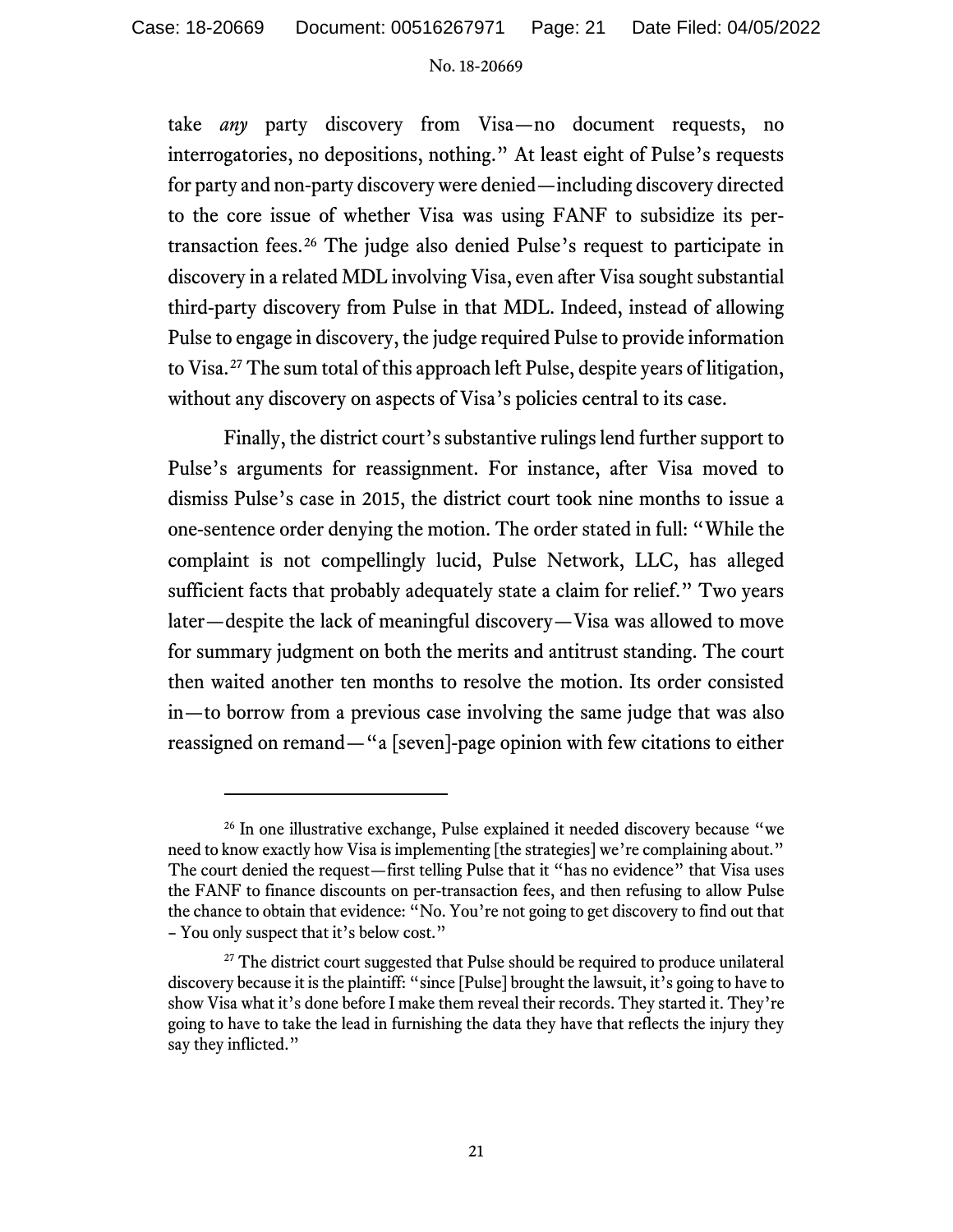take *any* party discovery from Visa—no document requests, no interrogatories, no depositions, nothing." At least eight of Pulse's requests for party and non-party discovery were denied—including discovery directed to the core issue of whether Visa was using FANF to subsidize its per-transaction fees.[26] The judge also denied Pulse's request to participate in discovery in a related MDL involving Visa, even after Visa sought substantial third-party discovery from Pulse in that MDL. Indeed, instead of allowing Pulse to engage in discovery, the judge required Pulse to provide information to Visa.[27] The sum total of this approach left Pulse, despite years of litigation, without any discovery on aspects of Visa's policies central to its case.

Finally, the district court's substantive rulings lend further support to Pulse's arguments for reassignment. For instance, after Visa moved to dismiss Pulse's case in 2015, the district court took nine months to issue a one-sentence order denying the motion. The order stated in full: "While the complaint is not compellingly lucid, Pulse Network, LLC, has alleged sufficient facts that probably adequately state a claim for relief." Two years later—despite the lack of meaningful discovery—Visa was allowed to move for summary judgment on both the merits and antitrust standing. The court then waited another ten months to resolve the motion. Its order consisted in—to borrow from a previous case involving the same judge that was also reassigned on remand—"a [seven]-page opinion with few citations to either

---

[26] In one illustrative exchange, Pulse explained it needed discovery because "we need to know exactly how Visa is implementing [the strategies] we're complaining about." The court denied the request—first telling Pulse that it "has no evidence" that Visa uses the FANF to finance discounts on per-transaction fees, and then refusing to allow Pulse the chance to obtain that evidence: "No. You're not going to get discovery to find out that – You only suspect that it's below cost."

[27] The district court suggested that Pulse should be required to produce unilateral discovery because it is the plaintiff: "since [Pulse] brought the lawsuit, it's going to have to show Visa what it's done before I make them reveal their records. They started it. They're going to have to take the lead in furnishing the data they have that reflects the injury they say they inflicted."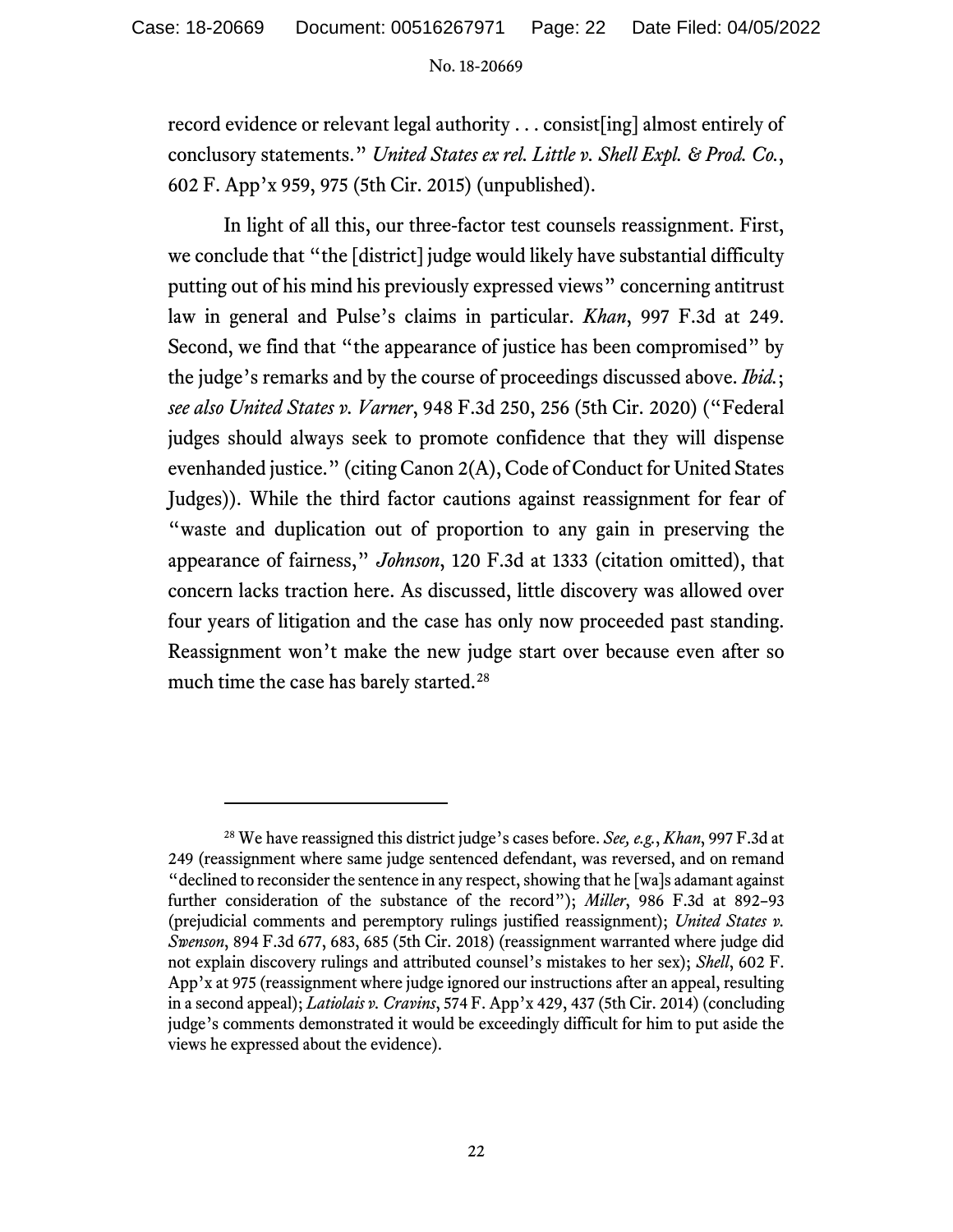record evidence or relevant legal authority . . . consist[ing] almost entirely of conclusory statements." *United States ex rel. Little v. Shell Expl. & Prod. Co.*, 602 F. App'x 959, 975 (5th Cir. 2015) (unpublished).

In light of all this, our three-factor test counsels reassignment. First, we conclude that "the [district] judge would likely have substantial difficulty putting out of his mind his previously expressed views" concerning antitrust law in general and Pulse's claims in particular. *Khan*, 997 F.3d at 249. Second, we find that "the appearance of justice has been compromised" by the judge's remarks and by the course of proceedings discussed above. *Ibid.*; *see also United States v. Varner*, 948 F.3d 250, 256 (5th Cir. 2020) ("Federal judges should always seek to promote confidence that they will dispense evenhanded justice." (citing Canon 2(A), Code of Conduct for United States Judges)). While the third factor cautions against reassignment for fear of "waste and duplication out of proportion to any gain in preserving the appearance of fairness," *Johnson*, 120 F.3d at 1333 (citation omitted), that concern lacks traction here. As discussed, little discovery was allowed over four years of litigation and the case has only now proceeded past standing. Reassignment won't make the new judge start over because even after so much time the case has barely started.[28]

---

[28] We have reassigned this district judge's cases before. *See, e.g.*, *Khan*, 997 F.3d at 249 (reassignment where same judge sentenced defendant, was reversed, and on remand "declined to reconsider the sentence in any respect, showing that he [wa]s adamant against further consideration of the substance of the record"); *Miller*, 986 F.3d at 892–93 (prejudicial comments and peremptory rulings justified reassignment); *United States v. Swenson*, 894 F.3d 677, 683, 685 (5th Cir. 2018) (reassignment warranted where judge did not explain discovery rulings and attributed counsel's mistakes to her sex); *Shell*, 602 F. App'x at 975 (reassignment where judge ignored our instructions after an appeal, resulting in a second appeal); *Latiolais v. Cravins*, 574 F. App'x 429, 437 (5th Cir. 2014) (concluding judge's comments demonstrated it would be exceedingly difficult for him to put aside the views he expressed about the evidence).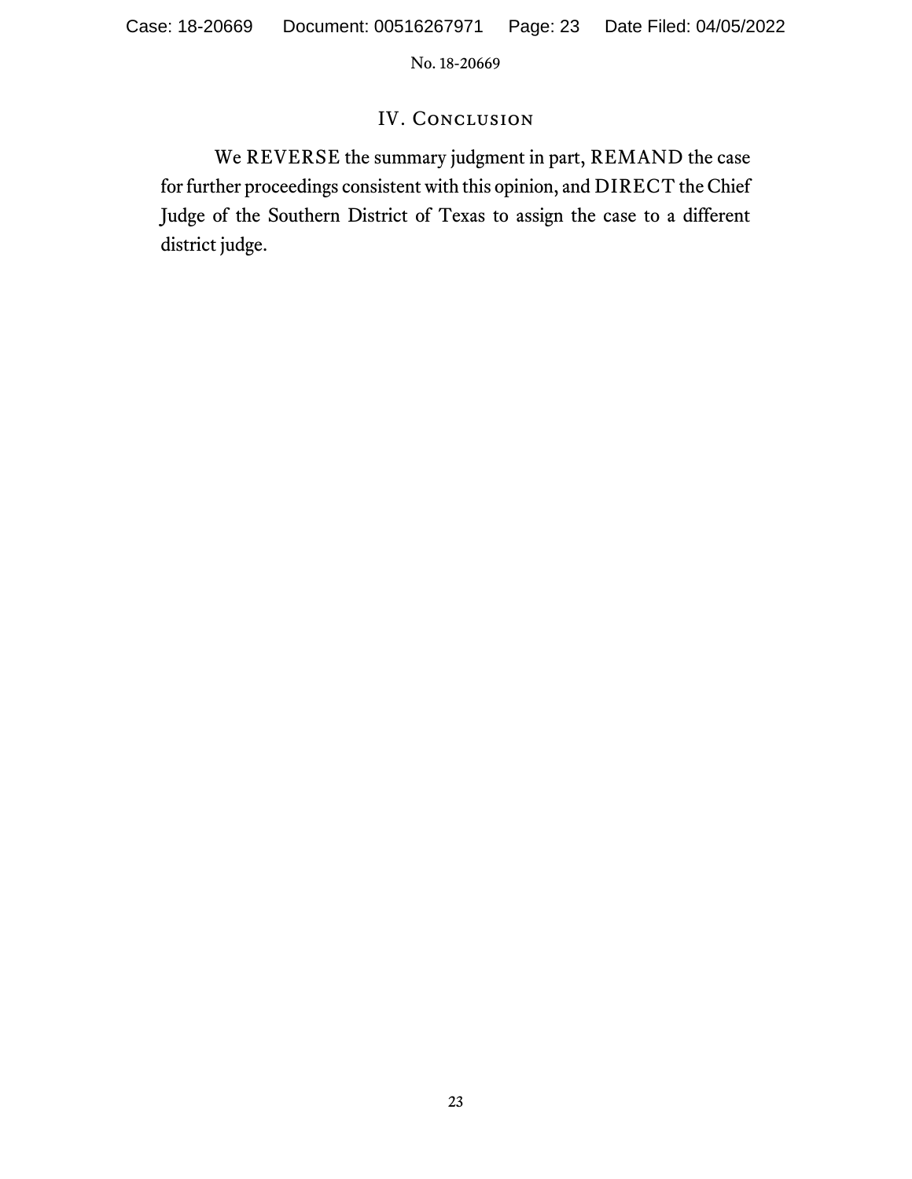## IV. Conclusion

We REVERSE the summary judgment in part, REMAND the case for further proceedings consistent with this opinion, and DIRECT the Chief Judge of the Southern District of Texas to assign the case to a different district judge.